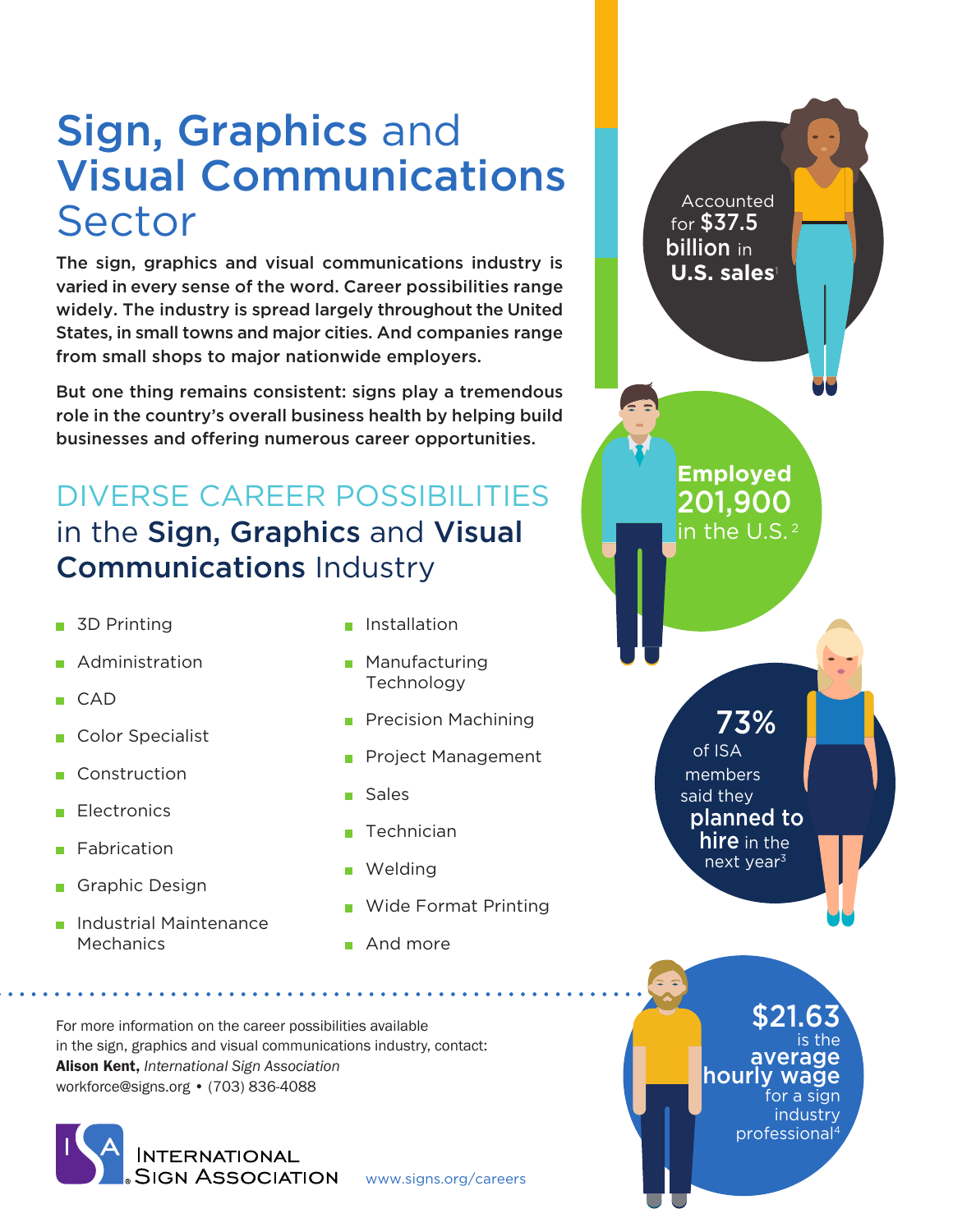# Sign, Graphics and Visual Communications Sector

**The sign, graphics and visual communications industry is varied in every sense of the word. Career possibilities range widely. The industry is spread largely throughout the United States, in small towns and major cities. And companies range from small shops to major nationwide employers.**

**But one thing remains consistent: signs play a tremendous role in the country's overall business health by helping build businesses and offering numerous career opportunities.**

Accounted for **$37.5 billion** in **U.S. sales**[1]

**Employed 201,900** in the U.S.[2]

**73%** of ISA members said they **planned to hire** in the next year[3]

**$21.63** is the **average hourly wage** for a sign industry professional[4]

## DIVERSE CAREER POSSIBILITIES in the Sign, Graphics and Visual Communications Industry

- 3D Printing
- Administration
- CAD
- Color Specialist
- Construction
- Electronics
- Fabrication
- Graphic Design
- Industrial Maintenance Mechanics
- Installation
- Manufacturing Technology
- Precision Machining
- Project Management
- Sales
- Technician
- Welding
- Wide Format Printing
- And more

For more information on the career possibilities available in the sign, graphics and visual communications industry, contact:
**Alison Kent,** *International Sign Association*
workforce@signs.org • (703) 836-4088

International Sign Association

www.signs.org/careers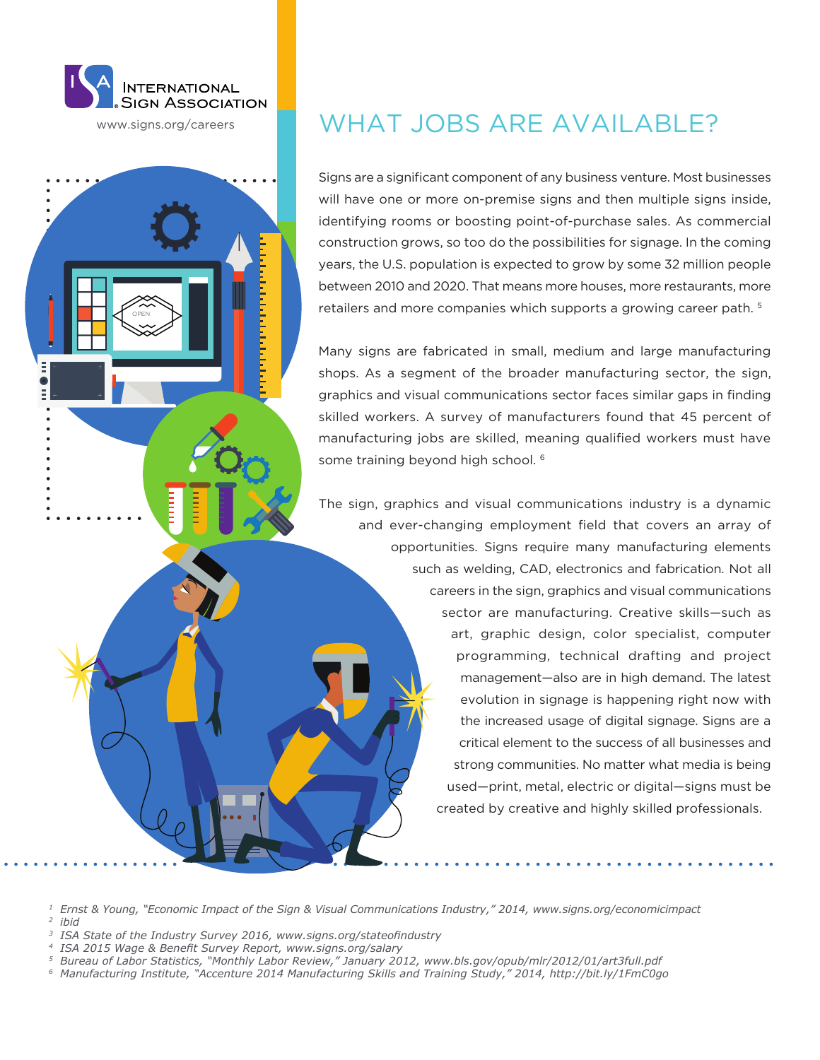International Sign Association
www.signs.org/careers

# WHAT JOBS ARE AVAILABLE?

Signs are a significant component of any business venture. Most businesses will have one or more on-premise signs and then multiple signs inside, identifying rooms or boosting point-of-purchase sales. As commercial construction grows, so too do the possibilities for signage. In the coming years, the U.S. population is expected to grow by some 32 million people between 2010 and 2020. That means more houses, more restaurants, more retailers and more companies which supports a growing career path. [5]

Many signs are fabricated in small, medium and large manufacturing shops. As a segment of the broader manufacturing sector, the sign, graphics and visual communications sector faces similar gaps in finding skilled workers. A survey of manufacturers found that 45 percent of manufacturing jobs are skilled, meaning qualified workers must have some training beyond high school. [6]

The sign, graphics and visual communications industry is a dynamic and ever-changing employment field that covers an array of opportunities. Signs require many manufacturing elements such as welding, CAD, electronics and fabrication. Not all careers in the sign, graphics and visual communications sector are manufacturing. Creative skills—such as art, graphic design, color specialist, computer programming, technical drafting and project management—also are in high demand. The latest evolution in signage is happening right now with the increased usage of digital signage. Signs are a critical element to the success of all businesses and strong communities. No matter what media is being used—print, metal, electric or digital—signs must be created by creative and highly skilled professionals.

[1] *Ernst & Young, "Economic Impact of the Sign & Visual Communications Industry," 2014, www.signs.org/economicimpact*
[2] *ibid*
[3] *ISA State of the Industry Survey 2016, www.signs.org/stateofindustry*
[4] *ISA 2015 Wage & Benefit Survey Report, www.signs.org/salary*
[5] *Bureau of Labor Statistics, "Monthly Labor Review," January 2012, www.bls.gov/opub/mlr/2012/01/art3full.pdf*
[6] *Manufacturing Institute, "Accenture 2014 Manufacturing Skills and Training Study," 2014, http://bit.ly/1FmC0go*